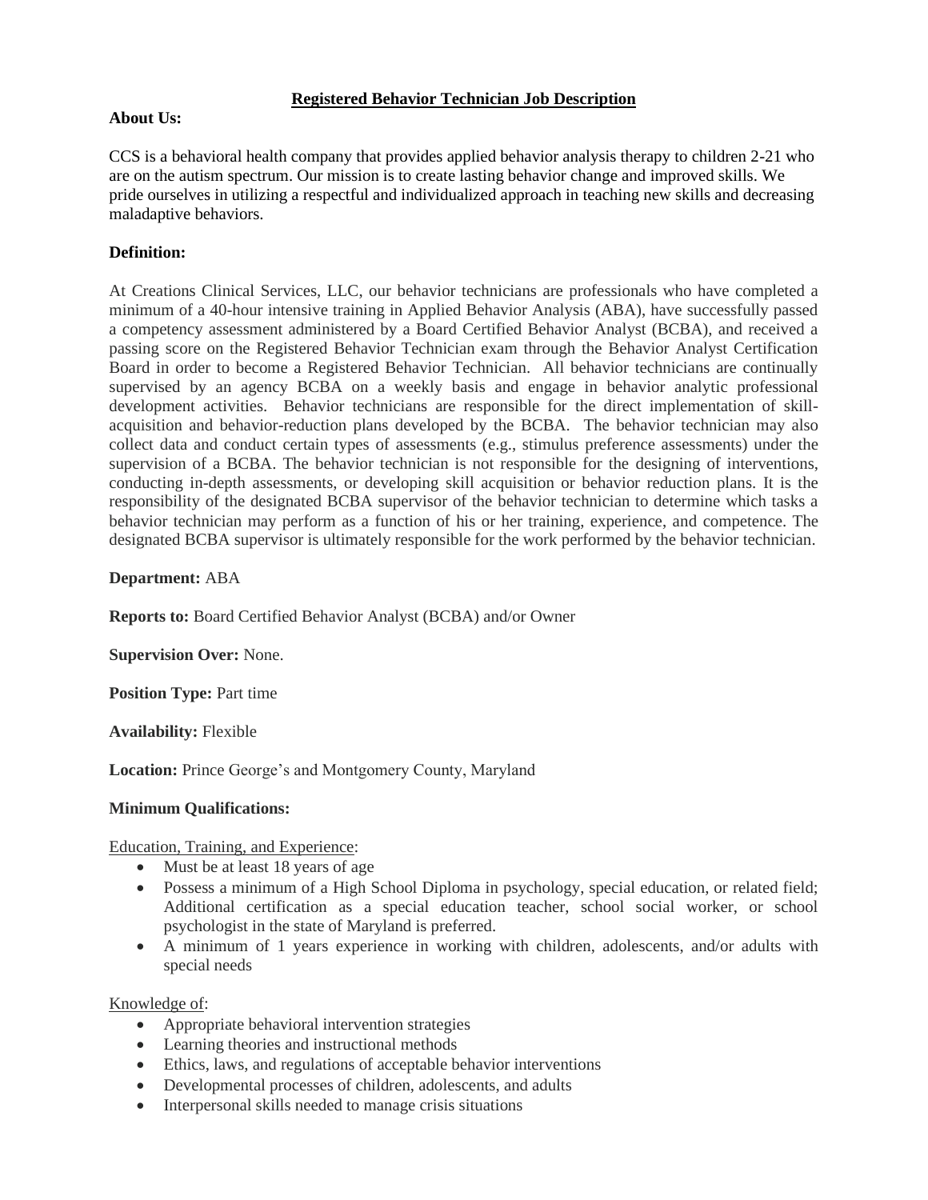# Registered Behavior Technician Job Description

**About Us:**

CCS is a behavioral health company that provides applied behavior analysis therapy to children 2-21 who are on the autism spectrum. Our mission is to create lasting behavior change and improved skills. We pride ourselves in utilizing a respectful and individualized approach in teaching new skills and decreasing maladaptive behaviors.

**Definition:**

At Creations Clinical Services, LLC, our behavior technicians are professionals who have completed a minimum of a 40-hour intensive training in Applied Behavior Analysis (ABA), have successfully passed a competency assessment administered by a Board Certified Behavior Analyst (BCBA), and received a passing score on the Registered Behavior Technician exam through the Behavior Analyst Certification Board in order to become a Registered Behavior Technician. All behavior technicians are continually supervised by an agency BCBA on a weekly basis and engage in behavior analytic professional development activities. Behavior technicians are responsible for the direct implementation of skill-acquisition and behavior-reduction plans developed by the BCBA. The behavior technician may also collect data and conduct certain types of assessments (e.g., stimulus preference assessments) under the supervision of a BCBA. The behavior technician is not responsible for the designing of interventions, conducting in-depth assessments, or developing skill acquisition or behavior reduction plans. It is the responsibility of the designated BCBA supervisor of the behavior technician to determine which tasks a behavior technician may perform as a function of his or her training, experience, and competence. The designated BCBA supervisor is ultimately responsible for the work performed by the behavior technician.

**Department:** ABA

**Reports to:** Board Certified Behavior Analyst (BCBA) and/or Owner

**Supervision Over:** None.

**Position Type:** Part time

**Availability:** Flexible

**Location:** Prince George's and Montgomery County, Maryland

**Minimum Qualifications:**

Education, Training, and Experience:

- Must be at least 18 years of age
- Possess a minimum of a High School Diploma in psychology, special education, or related field; Additional certification as a special education teacher, school social worker, or school psychologist in the state of Maryland is preferred.
- A minimum of 1 years experience in working with children, adolescents, and/or adults with special needs

Knowledge of:

- Appropriate behavioral intervention strategies
- Learning theories and instructional methods
- Ethics, laws, and regulations of acceptable behavior interventions
- Developmental processes of children, adolescents, and adults
- Interpersonal skills needed to manage crisis situations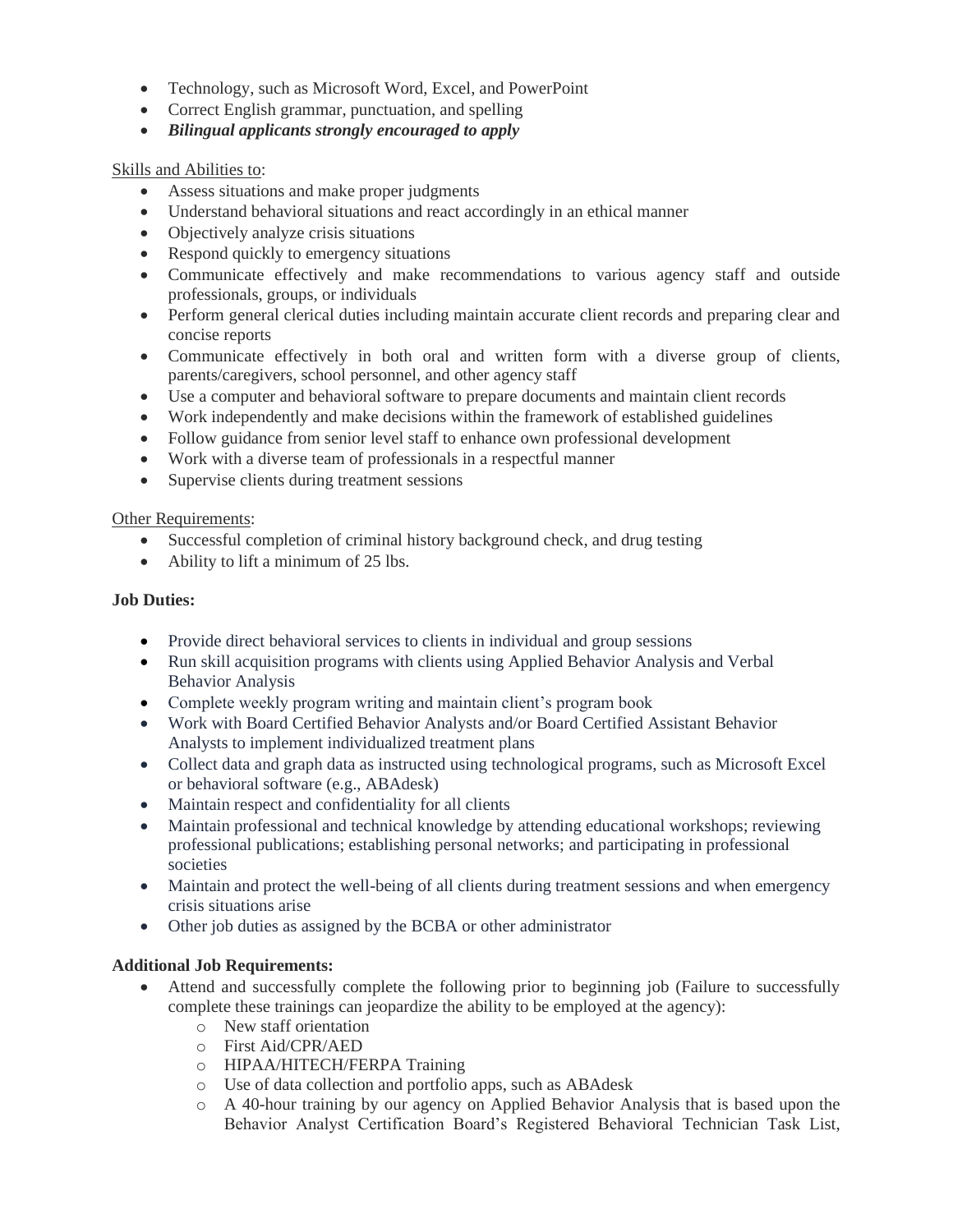- Technology, such as Microsoft Word, Excel, and PowerPoint
- Correct English grammar, punctuation, and spelling
- ***Bilingual applicants strongly encouraged to apply***

<u>Skills and Abilities to</u>:

- Assess situations and make proper judgments
- Understand behavioral situations and react accordingly in an ethical manner
- Objectively analyze crisis situations
- Respond quickly to emergency situations
- Communicate effectively and make recommendations to various agency staff and outside professionals, groups, or individuals
- Perform general clerical duties including maintain accurate client records and preparing clear and concise reports
- Communicate effectively in both oral and written form with a diverse group of clients, parents/caregivers, school personnel, and other agency staff
- Use a computer and behavioral software to prepare documents and maintain client records
- Work independently and make decisions within the framework of established guidelines
- Follow guidance from senior level staff to enhance own professional development
- Work with a diverse team of professionals in a respectful manner
- Supervise clients during treatment sessions

<u>Other Requirements</u>:

- Successful completion of criminal history background check, and drug testing
- Ability to lift a minimum of 25 lbs.

**Job Duties:**

- Provide direct behavioral services to clients in individual and group sessions
- Run skill acquisition programs with clients using Applied Behavior Analysis and Verbal Behavior Analysis
- Complete weekly program writing and maintain client's program book
- Work with Board Certified Behavior Analysts and/or Board Certified Assistant Behavior Analysts to implement individualized treatment plans
- Collect data and graph data as instructed using technological programs, such as Microsoft Excel or behavioral software (e.g., ABAdesk)
- Maintain respect and confidentiality for all clients
- Maintain professional and technical knowledge by attending educational workshops; reviewing professional publications; establishing personal networks; and participating in professional societies
- Maintain and protect the well-being of all clients during treatment sessions and when emergency crisis situations arise
- Other job duties as assigned by the BCBA or other administrator

**Additional Job Requirements:**

- Attend and successfully complete the following prior to beginning job (Failure to successfully complete these trainings can jeopardize the ability to be employed at the agency):
  - New staff orientation
  - First Aid/CPR/AED
  - HIPAA/HITECH/FERPA Training
  - Use of data collection and portfolio apps, such as ABAdesk
  - A 40-hour training by our agency on Applied Behavior Analysis that is based upon the Behavior Analyst Certification Board's Registered Behavioral Technician Task List,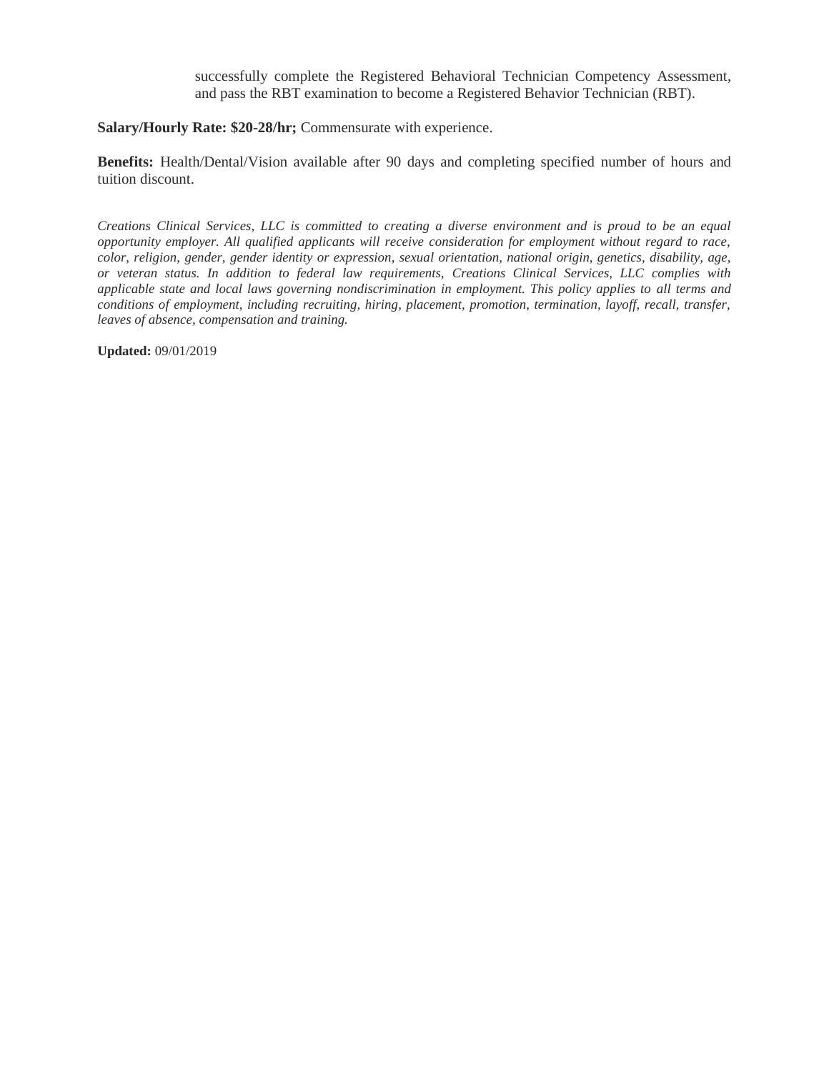successfully complete the Registered Behavioral Technician Competency Assessment, and pass the RBT examination to become a Registered Behavior Technician (RBT).

**Salary/Hourly Rate: $20-28/hr;** Commensurate with experience.

**Benefits:** Health/Dental/Vision available after 90 days and completing specified number of hours and tuition discount.

*Creations Clinical Services, LLC is committed to creating a diverse environment and is proud to be an equal opportunity employer. All qualified applicants will receive consideration for employment without regard to race, color, religion, gender, gender identity or expression, sexual orientation, national origin, genetics, disability, age, or veteran status. In addition to federal law requirements, Creations Clinical Services, LLC complies with applicable state and local laws governing nondiscrimination in employment. This policy applies to all terms and conditions of employment, including recruiting, hiring, placement, promotion, termination, layoff, recall, transfer, leaves of absence, compensation and training.*

**Updated:** 09/01/2019